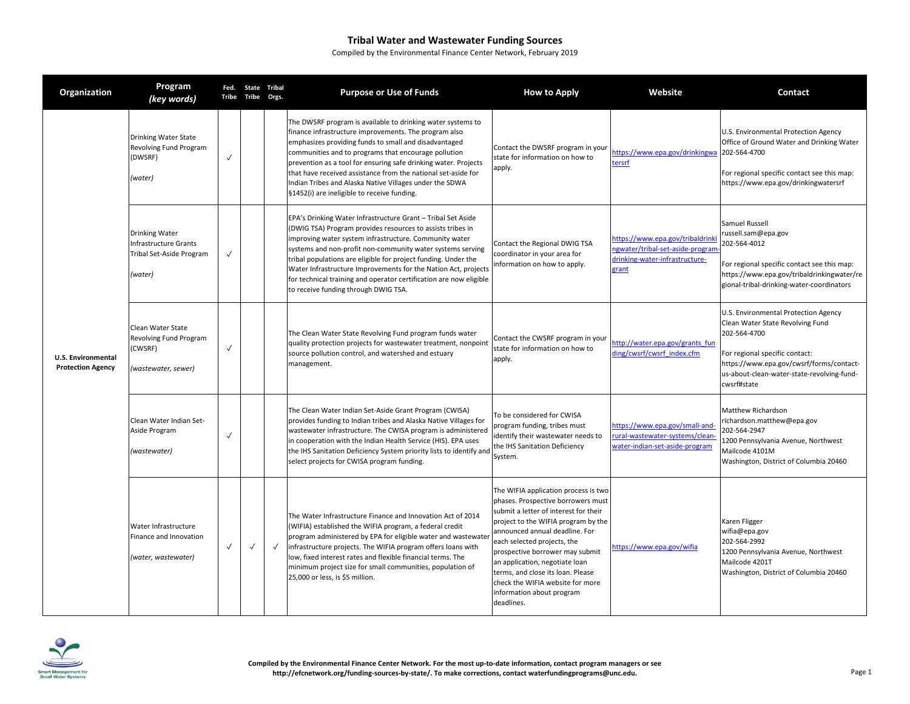# Tribal Water and Wastewater Funding Sources

Compiled by the Environmental Finance Center Network, February 2019

| Organization | Program (key words) | Fed. Tribe | State Tribe | Tribal Orgs. | Purpose or Use of Funds | How to Apply | Website | Contact |
|---|---|---|---|---|---|---|---|---|
| U.S. Environmental Protection Agency | Drinking Water State Revolving Fund Program (DWSRF) *(water)* | ✓ | | | The DWSRF program is available to drinking water systems to finance infrastructure improvements. The program also emphasizes providing funds to small and disadvantaged communities and to programs that encourage pollution prevention as a tool for ensuring safe drinking water. Projects that have received assistance from the national set-aside for Indian Tribes and Alaska Native Villages under the SDWA §1452(i) are ineligible to receive funding. | Contact the DWSRF program in your state for information on how to apply. | https://www.epa.gov/drinkingwatersrf | U.S. Environmental Protection Agency Office of Ground Water and Drinking Water 202-564-4700<br><br>For regional specific contact see this map: https://www.epa.gov/drinkingwatersrf |
| | Drinking Water Infrastructure Grants Tribal Set-Aside Program *(water)* | ✓ | | | EPA's Drinking Water Infrastructure Grant – Tribal Set Aside (DWIG TSA) Program provides resources to assists tribes in improving water system infrastructure. Community water systems and non-profit non-community water systems serving tribal populations are eligible for project funding. Under the Water Infrastructure Improvements for the Nation Act, projects for technical training and operator certification are now eligible to receive funding through DWIG TSA. | Contact the Regional DWIG TSA coordinator in your area for information on how to apply. | https://www.epa.gov/tribaldrinkingwater/tribal-set-aside-program-drinking-water-infrastructure-grant | Samuel Russell russell.sam@epa.gov 202-564-4012<br><br>For regional specific contact see this map: https://www.epa.gov/tribaldrinkingwater/regional-tribal-drinking-water-coordinators |
| | Clean Water State Revolving Fund Program (CWSRF) *(wastewater, sewer)* | ✓ | | | The Clean Water State Revolving Fund program funds water quality protection projects for wastewater treatment, nonpoint source pollution control, and watershed and estuary management. | Contact the CWSRF program in your state for information on how to apply. | http://water.epa.gov/grants_funding/cwsrf/cwsrf_index.cfm | U.S. Environmental Protection Agency Clean Water State Revolving Fund 202-564-4700<br><br>For regional specific contact: https://www.epa.gov/cwsrf/forms/contact-us-about-clean-water-state-revolving-fund-cwsrf#state |
| | Clean Water Indian Set-Aside Program *(wastewater)* | ✓ | | | The Clean Water Indian Set-Aside Grant Program (CWISA) provides funding to Indian tribes and Alaska Native Villages for wastewater infrastructure. The CWISA program is administered in cooperation with the Indian Health Service (HIS). EPA uses the IHS Sanitation Deficiency System priority lists to identify and select projects for CWISA program funding. | To be considered for CWISA program funding, tribes must identify their wastewater needs to the IHS Sanitation Deficiency System. | https://www.epa.gov/small-and-rural-wastewater-systems/clean-water-indian-set-aside-program | Matthew Richardson richardson.matthew@epa.gov 202-564-2947 1200 Pennsylvania Avenue, Northwest Mailcode 4101M Washington, District of Columbia 20460 |
| | Water Infrastructure Finance and Innovation *(water, wastewater)* | ✓ | ✓ | ✓ | The Water Infrastructure Finance and Innovation Act of 2014 (WIFIA) established the WIFIA program, a federal credit program administered by EPA for eligible water and wastewater infrastructure projects. The WIFIA program offers loans with low, fixed interest rates and flexible financial terms. The minimum project size for small communities, population of 25,000 or less, is $5 million. | The WIFIA application process is two phases. Prospective borrowers must submit a letter of interest for their project to the WIFIA program by the announced annual deadline. For each selected projects, the prospective borrower may submit an application, negotiate loan terms, and close its loan. Please check the WIFIA website for more information about program deadlines. | https://www.epa.gov/wifia | Karen Fligger wifia@epa.gov 202-564-2992 1200 Pennsylvania Avenue, Northwest Mailcode 4201T Washington, District of Columbia 20460 |

Smart Management for Small Water Systems

**Compiled by the Environmental Finance Center Network. For the most up-to-date information, contact program managers or see http://efcnetwork.org/funding-sources-by-state/. To make corrections, contact waterfundingprograms@unc.edu.**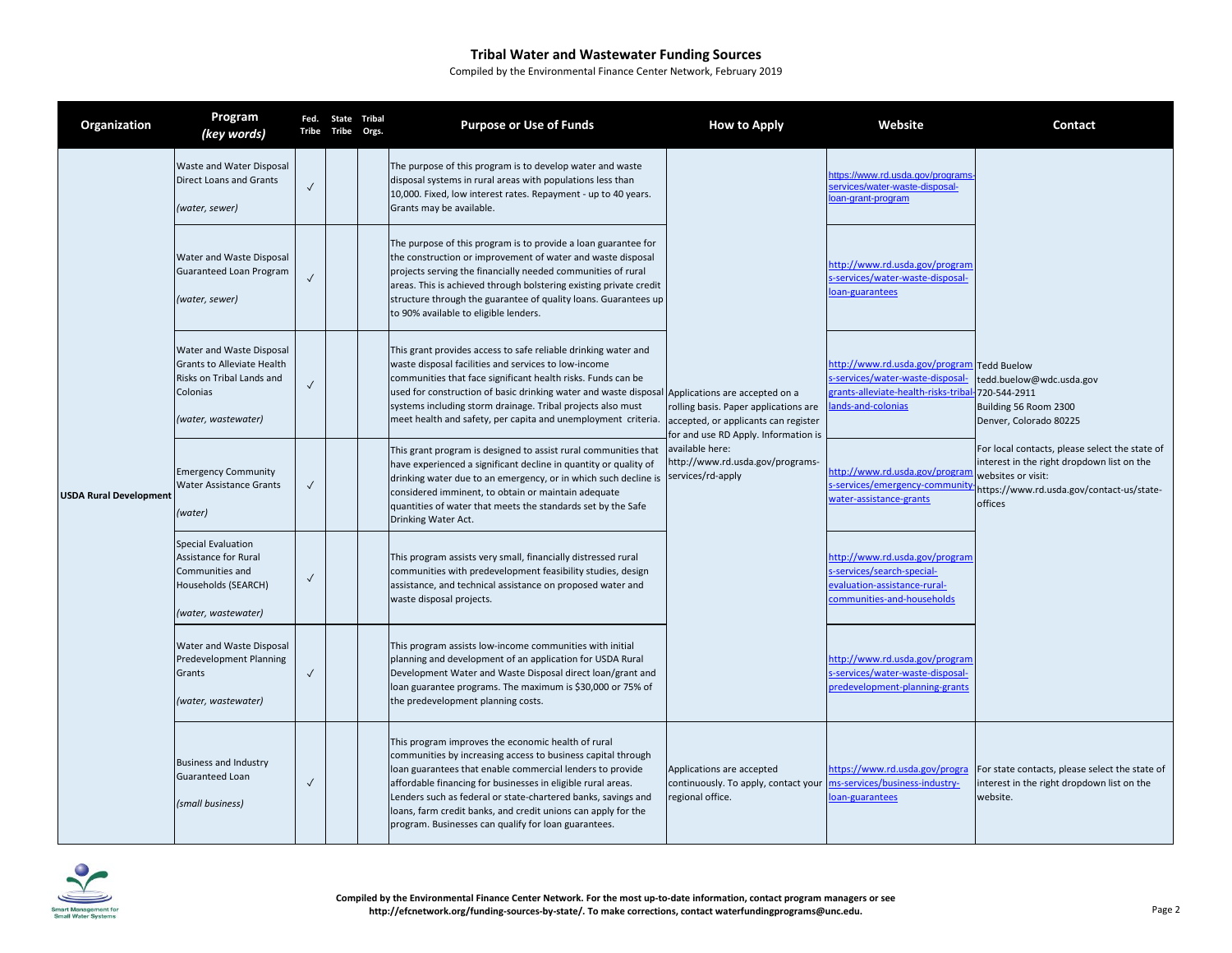# Tribal Water and Wastewater Funding Sources

Compiled by the Environmental Finance Center Network, February 2019

| Organization | Program (key words) | Fed. Tribe | State Tribe | Tribal Orgs. | Purpose or Use of Funds | How to Apply | Website | Contact |
|---|---|---|---|---|---|---|---|---|
| USDA Rural Development | Waste and Water Disposal Direct Loans and Grants *(water, sewer)* | ✓ | | | The purpose of this program is to develop water and waste disposal systems in rural areas with populations less than 10,000. Fixed, low interest rates. Repayment - up to 40 years. Grants may be available. | Applications are accepted on a rolling basis. Paper applications are accepted, or applicants can register for and use RD Apply. Information is available here: http://www.rd.usda.gov/programs-services/rd-apply | https://www.rd.usda.gov/programs-services/water-waste-disposal-loan-grant-program | Tedd Buelow tedd.buelow@wdc.usda.gov 720-544-2911 Building 56 Room 2300 Denver, Colorado 80225 For local contacts, please select the state of interest in the right dropdown list on the websites or visit: https://www.rd.usda.gov/contact-us/state-offices |
| | Water and Waste Disposal Guaranteed Loan Program *(water, sewer)* | ✓ | | | The purpose of this program is to provide a loan guarantee for the construction or improvement of water and waste disposal projects serving the financially needed communities of rural areas. This is achieved through bolstering existing private credit structure through the guarantee of quality loans. Guarantees up to 90% available to eligible lenders. | | http://www.rd.usda.gov/programs-services/water-waste-disposal-loan-guarantees | |
| | Water and Waste Disposal Grants to Alleviate Health Risks on Tribal Lands and Colonias *(water, wastewater)* | ✓ | | | This grant provides access to safe reliable drinking water and waste disposal facilities and services to low-income communities that face significant health risks. Funds can be used for construction of basic drinking water and waste disposal systems including storm drainage. Tribal projects also must meet health and safety, per capita and unemployment criteria. | | http://www.rd.usda.gov/programs-services/water-waste-disposal-grants-alleviate-health-risks-tribal-lands-and-colonias | |
| | Emergency Community Water Assistance Grants *(water)* | ✓ | | | This grant program is designed to assist rural communities that have experienced a significant decline in quantity or quality of drinking water due to an emergency, or in which such decline is considered imminent, to obtain or maintain adequate quantities of water that meets the standards set by the Safe Drinking Water Act. | | http://www.rd.usda.gov/programs-services/emergency-community-water-assistance-grants | |
| | Special Evaluation Assistance for Rural Communities and Households (SEARCH) *(water, wastewater)* | ✓ | | | This program assists very small, financially distressed rural communities with predevelopment feasibility studies, design assistance, and technical assistance on proposed water and waste disposal projects. | | http://www.rd.usda.gov/programs-services/search-special-evaluation-assistance-rural-communities-and-households | |
| | Water and Waste Disposal Predevelopment Planning Grants *(water, wastewater)* | ✓ | | | This program assists low-income communities with initial planning and development of an application for USDA Rural Development Water and Waste Disposal direct loan/grant and loan guarantee programs. The maximum is $30,000 or 75% of the predevelopment planning costs. | | http://www.rd.usda.gov/programs-services/water-waste-disposal-predevelopment-planning-grants | |
| | Business and Industry Guaranteed Loan *(small business)* | ✓ | | | This program improves the economic health of rural communities by increasing access to business capital through loan guarantees that enable commercial lenders to provide affordable financing for businesses in eligible rural areas. Lenders such as federal or state-chartered banks, savings and loans, farm credit banks, and credit unions can apply for the program. Businesses can qualify for loan guarantees. | Applications are accepted continuously. To apply, contact your regional office. | https://www.rd.usda.gov/programs-services/business-industry-loan-guarantees | For state contacts, please select the state of interest in the right dropdown list on the website. |

Compiled by the Environmental Finance Center Network. For the most up-to-date information, contact program managers or see http://efcnetwork.org/funding-sources-by-state/. To make corrections, contact waterfundingprograms@unc.edu.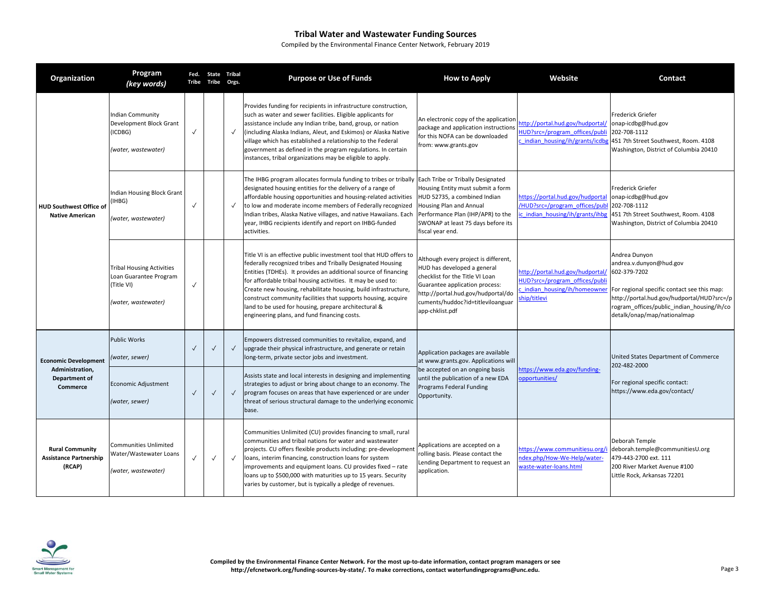# Tribal Water and Wastewater Funding Sources

Compiled by the Environmental Finance Center Network, February 2019

| Organization | Program *(key words)* | Fed. Tribe | State Tribe | Tribal Orgs. | Purpose or Use of Funds | How to Apply | Website | Contact |
|---|---|---|---|---|---|---|---|---|
| HUD Southwest Office of Native American | Indian Community Development Block Grant (ICDBG) *(water, wastewater)* | ✓ | | ✓ | Provides funding for recipients in infrastructure construction, such as water and sewer facilities. Eligible applicants for assistance include any Indian tribe, band, group, or nation (including Alaska Indians, Aleut, and Eskimos) or Alaska Native village which has established a relationship to the Federal government as defined in the program regulations. In certain instances, tribal organizations may be eligible to apply. | An electronic copy of the application package and application instructions for this NOFA can be downloaded from: www.grants.gov | http://portal.hud.gov/hudportal/HUD?src=/program_offices/public_indian_housing/ih/grants/icdbg | Frederick Griefer onap-icdbg@hud.gov 202-708-1112 451 7th Street Southwest, Room. 4108 Washington, District of Columbia 20410 |
| | Indian Housing Block Grant (IHBG) *(water, wastewater)* | ✓ | | ✓ | The IHBG program allocates formula funding to tribes or tribally designated housing entities for the delivery of a range of affordable housing opportunities and housing-related activities to low and moderate income members of Federally recognized Indian tribes, Alaska Native villages, and native Hawaiians. Each year, IHBG recipients identify and report on IHBG-funded activities. | Each Tribe or Tribally Designated Housing Entity must submit a form HUD 52735, a combined Indian Housing Plan and Annual Performance Plan (IHP/APR) to the SWONAP at least 75 days before its fiscal year end. | https://portal.hud.gov/hudportal/HUD?src=/program_offices/public_indian_housing/ih/grants/ihbg | Frederick Griefer onap-icdbg@hud.gov 202-708-1112 451 7th Street Southwest, Room. 4108 Washington, District of Columbia 20410 |
| | Tribal Housing Activities Loan Guarantee Program (Title VI) *(water, wastewater)* | ✓ | | | Title VI is an effective public investment tool that HUD offers to federally recognized tribes and Tribally Designated Housing Entities (TDHEs). It provides an additional source of financing for affordable tribal housing activities. It may be used to: Create new housing, rehabilitate housing, build infrastructure, construct community facilities that supports housing, acquire land to be used for housing, prepare architectural & engineering plans, and fund financing costs. | Although every project is different, HUD has developed a general checklist for the Title VI Loan Guarantee application process: http://portal.hud.gov/hudportal/documents/huddoc?id=titleviloanguarapp-chklist.pdf | http://portal.hud.gov/hudportal/HUD?src=/program_offices/public_indian_housing/ih/homeownership/titlevi | Andrea Dunyon andrea.v.dunyon@hud.gov 602-379-7202 For regional specific contact see this map: http://portal.hud.gov/hudportal/HUD?src=/program_offices/public_indian_housing/ih/codetalk/onap/map/nationalmap |
| Economic Development Administration, Department of Commerce | Public Works *(water, sewer)* | ✓ | ✓ | ✓ | Empowers distressed communities to revitalize, expand, and upgrade their physical infrastructure, and generate or retain long-term, private sector jobs and investment. | Application packages are available at www.grants.gov. Applications will be accepted on an ongoing basis until the publication of a new EDA Programs Federal Funding Opportunity. | https://www.eda.gov/funding-opportunities/ | United States Department of Commerce 202-482-2000 For regional specific contact: https://www.eda.gov/contact/ |
| | Economic Adjustment *(water, sewer)* | ✓ | ✓ | ✓ | Assists state and local interests in designing and implementing strategies to adjust or bring about change to an economy. The program focuses on areas that have experienced or are under threat of serious structural damage to the underlying economic base. | | | |
| Rural Community Assistance Partnership (RCAP) | Communities Unlimited Water/Wastewater Loans *(water, wastewater)* | ✓ | ✓ | ✓ | Communities Unlimited (CU) provides financing to small, rural communities and tribal nations for water and wastewater projects. CU offers flexible products including: pre-development loans, interim financing, construction loans for system improvements and equipment loans. CU provides fixed – rate loans up to $500,000 with maturities up to 15 years. Security varies by customer, but is typically a pledge of revenues. | Applications are accepted on a rolling basis. Please contact the Lending Department to request an application. | https://www.communitiesu.org/index.php/How-We-Help/water-waste-water-loans.html | Deborah Temple deborah.temple@communitiesU.org 479-443-2700 ext. 111 200 River Market Avenue #100 Little Rock, Arkansas 72201 |

Compiled by the Environmental Finance Center Network. For the most up-to-date information, contact program managers or see http://efcnetwork.org/funding-sources-by-state/. To make corrections, contact waterfundingprograms@unc.edu.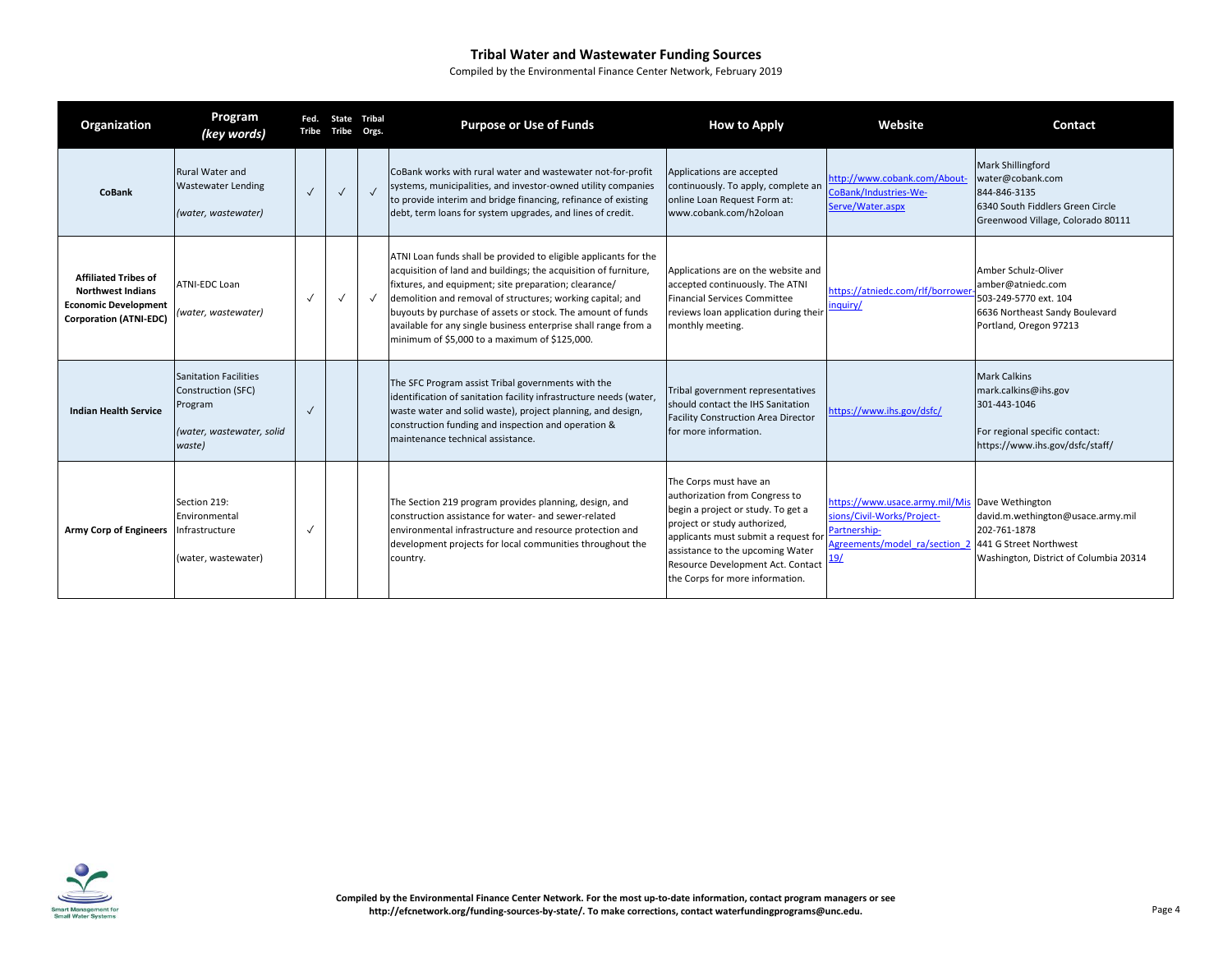# Tribal Water and Wastewater Funding Sources

Compiled by the Environmental Finance Center Network, February 2019

| Organization | Program *(key words)* | Fed. Tribe | State Tribe | Tribal Orgs. | Purpose or Use of Funds | How to Apply | Website | Contact |
|---|---|---|---|---|---|---|---|---|
| **CoBank** | Rural Water and Wastewater Lending *(water, wastewater)* | ✓ | ✓ | ✓ | CoBank works with rural water and wastewater not-for-profit systems, municipalities, and investor-owned utility companies to provide interim and bridge financing, refinance of existing debt, term loans for system upgrades, and lines of credit. | Applications are accepted continuously. To apply, complete an online Loan Request Form at: www.cobank.com/h2oloan | http://www.cobank.com/About-CoBank/Industries-We-Serve/Water.aspx | Mark Shillingford water@cobank.com 844-846-3135 6340 South Fiddlers Green Circle Greenwood Village, Colorado 80111 |
| **Affiliated Tribes of Northwest Indians Economic Development Corporation (ATNI-EDC)** | ATNI-EDC Loan *(water, wastewater)* | ✓ | ✓ | ✓ | ATNI Loan funds shall be provided to eligible applicants for the acquisition of land and buildings; the acquisition of furniture, fixtures, and equipment; site preparation; clearance/ demolition and removal of structures; working capital; and buyouts by purchase of assets or stock. The amount of funds available for any single business enterprise shall range from a minimum of $5,000 to a maximum of $125,000. | Applications are on the website and accepted continuously. The ATNI Financial Services Committee reviews loan application during their monthly meeting. | https://atniedc.com/rlf/borrower-inquiry/ | Amber Schulz-Oliver amber@atniedc.com 503-249-5770 ext. 104 6636 Northeast Sandy Boulevard Portland, Oregon 97213 |
| **Indian Health Service** | Sanitation Facilities Construction (SFC) Program *(water, wastewater, solid waste)* | ✓ | | | The SFC Program assist Tribal governments with the identification of sanitation facility infrastructure needs (water, waste water and solid waste), project planning, and design, construction funding and inspection and operation & maintenance technical assistance. | Tribal government representatives should contact the IHS Sanitation Facility Construction Area Director for more information. | https://www.ihs.gov/dsfc/ | Mark Calkins mark.calkins@ihs.gov 301-443-1046 For regional specific contact: https://www.ihs.gov/dsfc/staff/ |
| **Army Corp of Engineers** | Section 219: Environmental Infrastructure (water, wastewater) | ✓ | | | The Section 219 program provides planning, design, and construction assistance for water- and sewer-related environmental infrastructure and resource protection and development projects for local communities throughout the country. | The Corps must have an authorization from Congress to begin a project or study. To get a project or study authorized, applicants must submit a request for assistance to the upcoming Water Resource Development Act. Contact the Corps for more information. | https://www.usace.army.mil/Missions/Civil-Works/Project-Partnership-Agreements/model_ra/section_219/ | Dave Wethington david.m.wethington@usace.army.mil 202-761-1878 441 G Street Northwest Washington, District of Columbia 20314 |

Compiled by the Environmental Finance Center Network. For the most up-to-date information, contact program managers or see http://efcnetwork.org/funding-sources-by-state/. To make corrections, contact waterfundingprograms@unc.edu.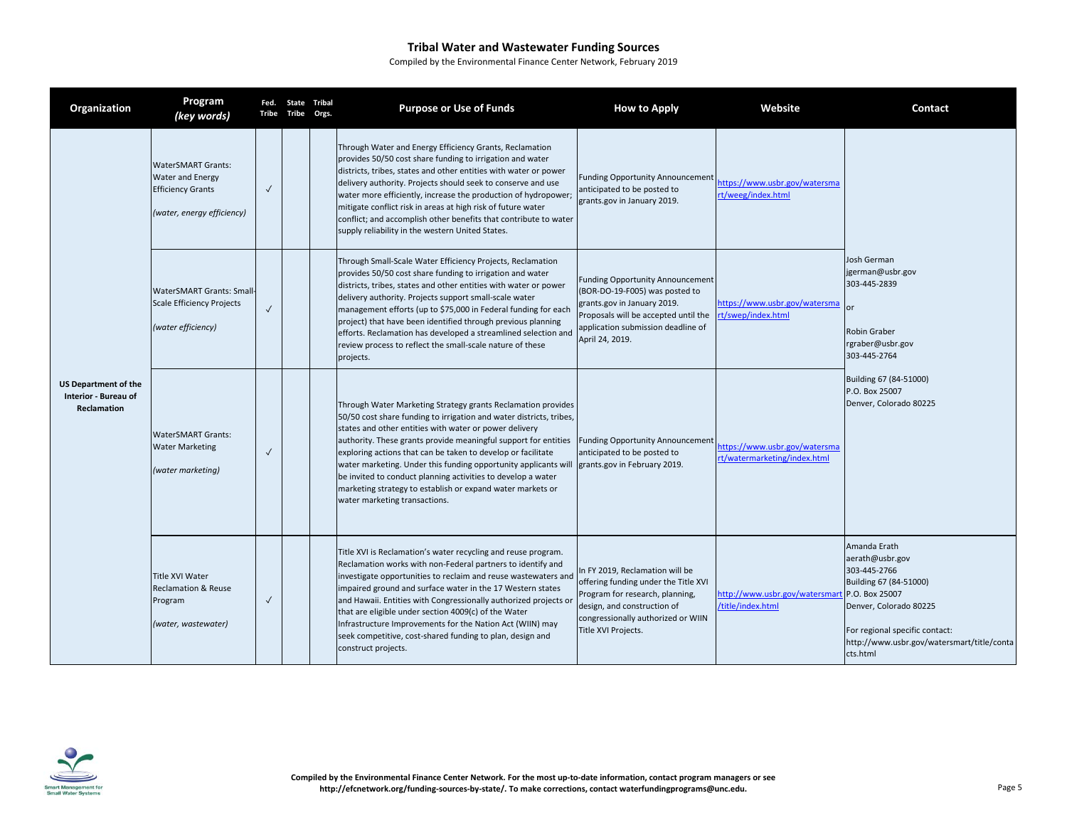# Tribal Water and Wastewater Funding Sources

Compiled by the Environmental Finance Center Network, February 2019

| Organization | Program *(key words)* | Fed. Tribe | State Tribe | Tribal Orgs. | Purpose or Use of Funds | How to Apply | Website | Contact |
|---|---|---|---|---|---|---|---|---|
| **US Department of the Interior - Bureau of Reclamation** | WaterSMART Grants: Water and Energy Efficiency Grants *(water, energy efficiency)* | ✓ | | | Through Water and Energy Efficiency Grants, Reclamation provides 50/50 cost share funding to irrigation and water districts, tribes, states and other entities with water or power delivery authority. Projects should seek to conserve and use water more efficiently, increase the production of hydropower; mitigate conflict risk in areas at high risk of future water conflict; and accomplish other benefits that contribute to water supply reliability in the western United States. | Funding Opportunity Announcement anticipated to be posted to grants.gov in January 2019. | https://www.usbr.gov/watersmart/weeg/index.html | Josh German jgerman@usbr.gov 303-445-2839 or Robin Graber rgraber@usbr.gov 303-445-2764 Building 67 (84-51000) P.O. Box 25007 Denver, Colorado 80225 |
| | WaterSMART Grants: Small-Scale Efficiency Projects *(water efficiency)* | ✓ | | | Through Small-Scale Water Efficiency Projects, Reclamation provides 50/50 cost share funding to irrigation and water districts, tribes, states and other entities with water or power delivery authority. Projects support small-scale water management efforts (up to $75,000 in Federal funding for each project) that have been identified through previous planning efforts. Reclamation has developed a streamlined selection and review process to reflect the small-scale nature of these projects. | Funding Opportunity Announcement (BOR-DO-19-F005) was posted to grants.gov in January 2019. Proposals will be accepted until the application submission deadline of April 24, 2019. | https://www.usbr.gov/watersmart/swep/index.html | |
| | WaterSMART Grants: Water Marketing *(water marketing)* | ✓ | | | Through Water Marketing Strategy grants Reclamation provides 50/50 cost share funding to irrigation and water districts, tribes, states and other entities with water or power delivery authority. These grants provide meaningful support for entities exploring actions that can be taken to develop or facilitate water marketing. Under this funding opportunity applicants will be invited to conduct planning activities to develop a water marketing strategy to establish or expand water markets or water marketing transactions. | Funding Opportunity Announcement anticipated to be posted to grants.gov in February 2019. | https://www.usbr.gov/watersmart/watermarketing/index.html | |
| | Title XVI Water Reclamation & Reuse Program *(water, wastewater)* | ✓ | | | Title XVI is Reclamation's water recycling and reuse program. Reclamation works with non-Federal partners to identify and investigate opportunities to reclaim and reuse wastewaters and impaired ground and surface water in the 17 Western states and Hawaii. Entities with Congressionally authorized projects or that are eligible under section 4009(c) of the Water Infrastructure Improvements for the Nation Act (WIIN) may seek competitive, cost-shared funding to plan, design and construct projects. | In FY 2019, Reclamation will be offering funding under the Title XVI Program for research, planning, design, and construction of congressionally authorized or WIIN Title XVI Projects. | http://www.usbr.gov/watersmart/title/index.html | Amanda Erath aerath@usbr.gov 303-445-2766 Building 67 (84-51000) P.O. Box 25007 Denver, Colorado 80225 For regional specific contact: http://www.usbr.gov/watersmart/title/contacts.html |

Smart Management for Small Water Systems

**Compiled by the Environmental Finance Center Network. For the most up-to-date information, contact program managers or see http://efcnetwork.org/funding-sources-by-state/. To make corrections, contact waterfundingprograms@unc.edu.**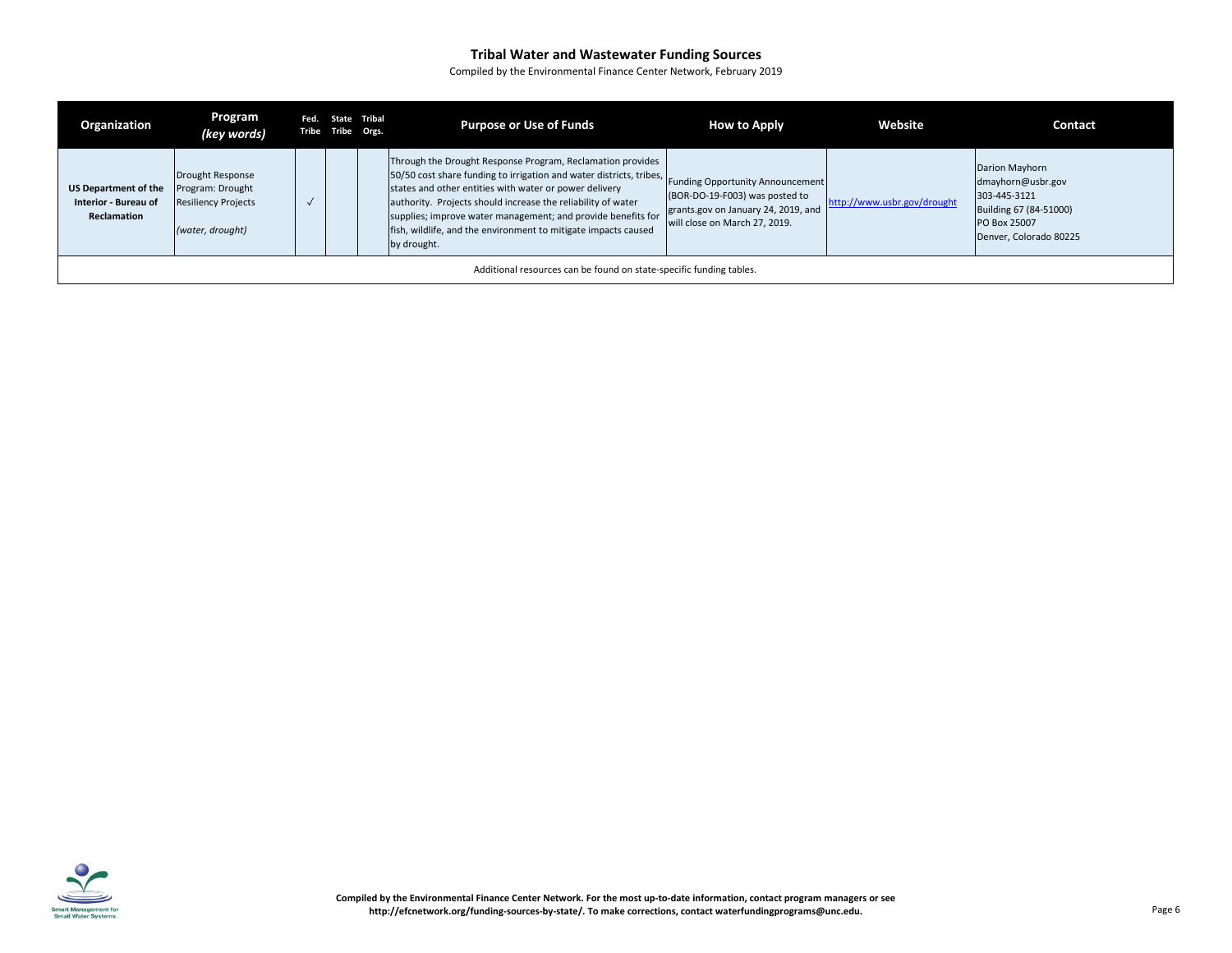## Tribal Water and Wastewater Funding Sources

Compiled by the Environmental Finance Center Network, February 2019

| Organization | Program *(key words)* | Fed. Tribe | State Tribe | Tribal Orgs. | Purpose or Use of Funds | How to Apply | Website | Contact |
|---|---|---|---|---|---|---|---|---|
| **US Department of the Interior - Bureau of Reclamation** | Drought Response Program: Drought Resiliency Projects *(water, drought)* | √ | | | Through the Drought Response Program, Reclamation provides 50/50 cost share funding to irrigation and water districts, tribes, states and other entities with water or power delivery authority. Projects should increase the reliability of water supplies; improve water management; and provide benefits for fish, wildlife, and the environment to mitigate impacts caused by drought. | Funding Opportunity Announcement (BOR-DO-19-F003) was posted to grants.gov on January 24, 2019, and will close on March 27, 2019. | http://www.usbr.gov/drought | Darion Mayhorn dmayhorn@usbr.gov 303-445-3121 Building 67 (84-51000) PO Box 25007 Denver, Colorado 80225 |

Additional resources can be found on state-specific funding tables.

Smart Management for Small Water Systems

**Compiled by the Environmental Finance Center Network. For the most up-to-date information, contact program managers or see http://efcnetwork.org/funding-sources-by-state/. To make corrections, contact waterfundingprograms@unc.edu.**